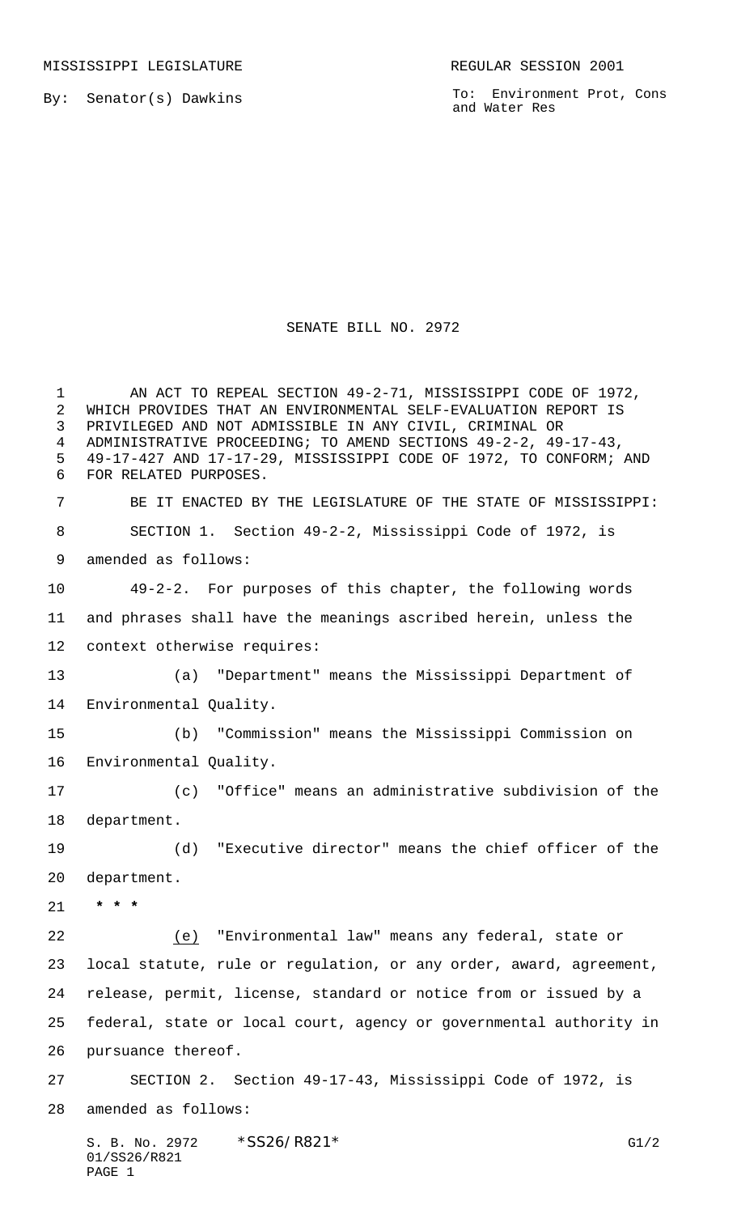MISSISSIPPI LEGISLATURE REGULAR SESSION 2001

By: Senator(s) Dawkins

To: Environment Prot, Cons and Water Res

# SENATE BILL NO. 2972

AN ACT TO REPEAL SECTION 49-2-71, MISSISSIPPI CODE OF 1972, WHICH PROVIDES THAT AN ENVIRONMENTAL SELF-EVALUATION REPORT IS PRIVILEGED AND NOT ADMISSIBLE IN ANY CIVIL, CRIMINAL OR ADMINISTRATIVE PROCEEDING; TO AMEND SECTIONS 49-2-2, 49-17-43, 49-17-427 AND 17-17-29, MISSISSIPPI CODE OF 1972, TO CONFORM; AND FOR RELATED PURPOSES.

BE IT ENACTED BY THE LEGISLATURE OF THE STATE OF MISSISSIPPI:

SECTION 1. Section 49-2-2, Mississippi Code of 1972, is amended as follows:

49-2-2. For purposes of this chapter, the following words and phrases shall have the meanings ascribed herein, unless the context otherwise requires:

(a) "Department" means the Mississippi Department of Environmental Quality.

(b) "Commission" means the Mississippi Commission on Environmental Quality.

(c) "Office" means an administrative subdivision of the department.

(d) "Executive director" means the chief officer of the department.

* * *

(e) "Environmental law" means any federal, state or local statute, rule or regulation, or any order, award, agreement, release, permit, license, standard or notice from or issued by a federal, state or local court, agency or governmental authority in pursuance thereof.

SECTION 2. Section 49-17-43, Mississippi Code of 1972, is amended as follows: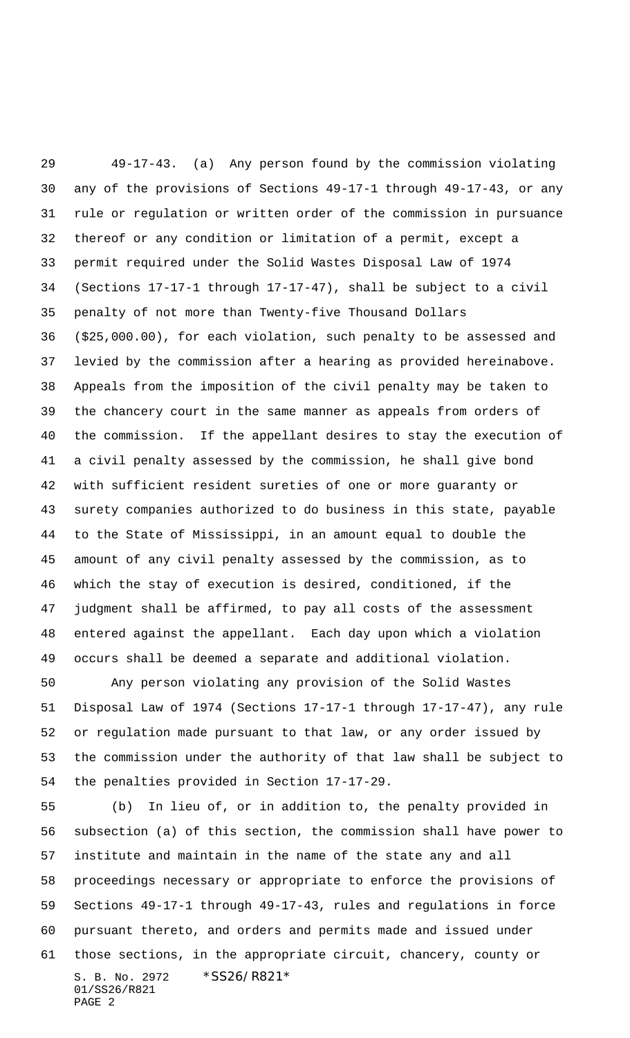49-17-43. (a) Any person found by the commission violating any of the provisions of Sections 49-17-1 through 49-17-43, or any rule or regulation or written order of the commission in pursuance thereof or any condition or limitation of a permit, except a permit required under the Solid Wastes Disposal Law of 1974 (Sections 17-17-1 through 17-17-47), shall be subject to a civil penalty of not more than Twenty-five Thousand Dollars ($25,000.00), for each violation, such penalty to be assessed and levied by the commission after a hearing as provided hereinabove. Appeals from the imposition of the civil penalty may be taken to the chancery court in the same manner as appeals from orders of the commission. If the appellant desires to stay the execution of a civil penalty assessed by the commission, he shall give bond with sufficient resident sureties of one or more guaranty or surety companies authorized to do business in this state, payable to the State of Mississippi, in an amount equal to double the amount of any civil penalty assessed by the commission, as to which the stay of execution is desired, conditioned, if the judgment shall be affirmed, to pay all costs of the assessment entered against the appellant. Each day upon which a violation occurs shall be deemed a separate and additional violation.

Any person violating any provision of the Solid Wastes Disposal Law of 1974 (Sections 17-17-1 through 17-17-47), any rule or regulation made pursuant to that law, or any order issued by the commission under the authority of that law shall be subject to the penalties provided in Section 17-17-29.

(b) In lieu of, or in addition to, the penalty provided in subsection (a) of this section, the commission shall have power to institute and maintain in the name of the state any and all proceedings necessary or appropriate to enforce the provisions of Sections 49-17-1 through 49-17-43, rules and regulations in force pursuant thereto, and orders and permits made and issued under those sections, in the appropriate circuit, chancery, county or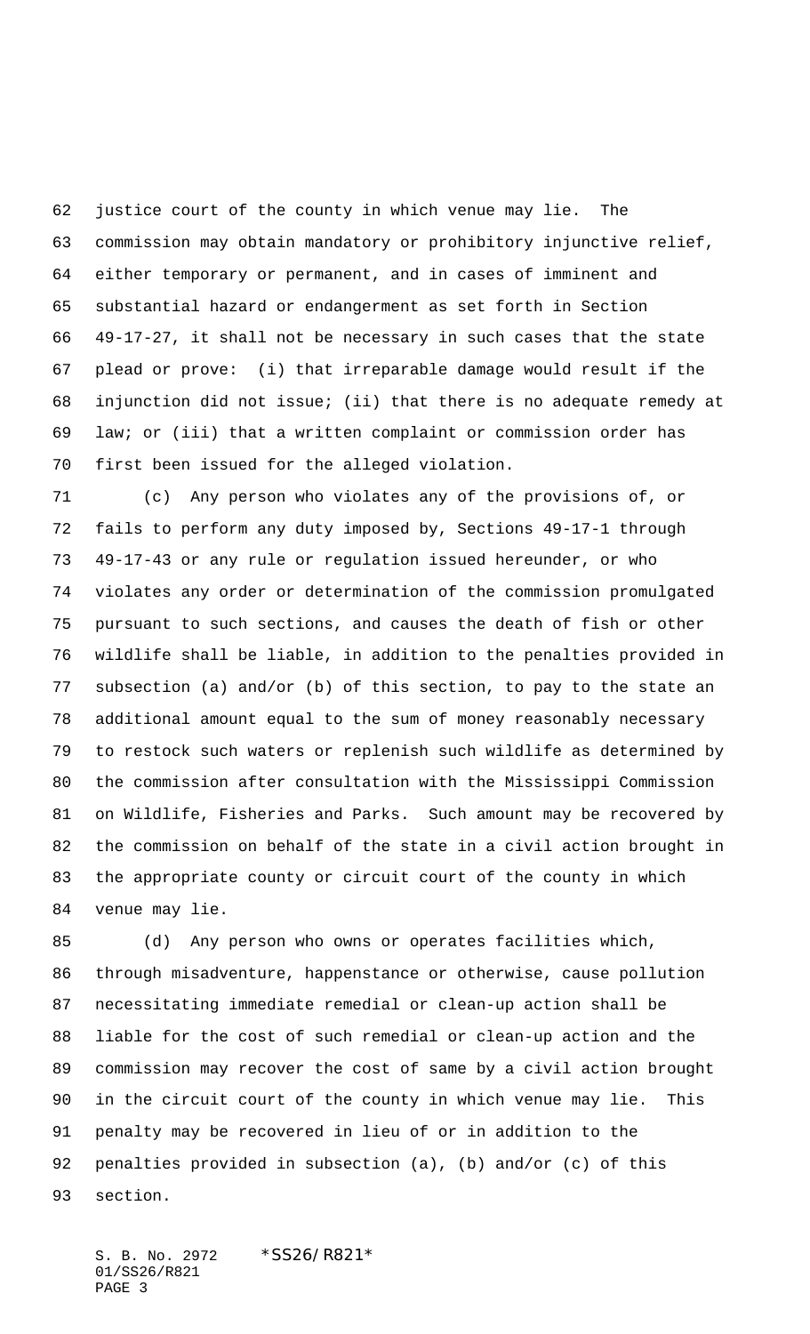justice court of the county in which venue may lie. The commission may obtain mandatory or prohibitory injunctive relief, either temporary or permanent, and in cases of imminent and substantial hazard or endangerment as set forth in Section 49-17-27, it shall not be necessary in such cases that the state plead or prove: (i) that irreparable damage would result if the injunction did not issue; (ii) that there is no adequate remedy at law; or (iii) that a written complaint or commission order has first been issued for the alleged violation.

(c) Any person who violates any of the provisions of, or fails to perform any duty imposed by, Sections 49-17-1 through 49-17-43 or any rule or regulation issued hereunder, or who violates any order or determination of the commission promulgated pursuant to such sections, and causes the death of fish or other wildlife shall be liable, in addition to the penalties provided in subsection (a) and/or (b) of this section, to pay to the state an additional amount equal to the sum of money reasonably necessary to restock such waters or replenish such wildlife as determined by the commission after consultation with the Mississippi Commission on Wildlife, Fisheries and Parks. Such amount may be recovered by the commission on behalf of the state in a civil action brought in the appropriate county or circuit court of the county in which venue may lie.

(d) Any person who owns or operates facilities which, through misadventure, happenstance or otherwise, cause pollution necessitating immediate remedial or clean-up action shall be liable for the cost of such remedial or clean-up action and the commission may recover the cost of same by a civil action brought in the circuit court of the county in which venue may lie. This penalty may be recovered in lieu of or in addition to the penalties provided in subsection (a), (b) and/or (c) of this section.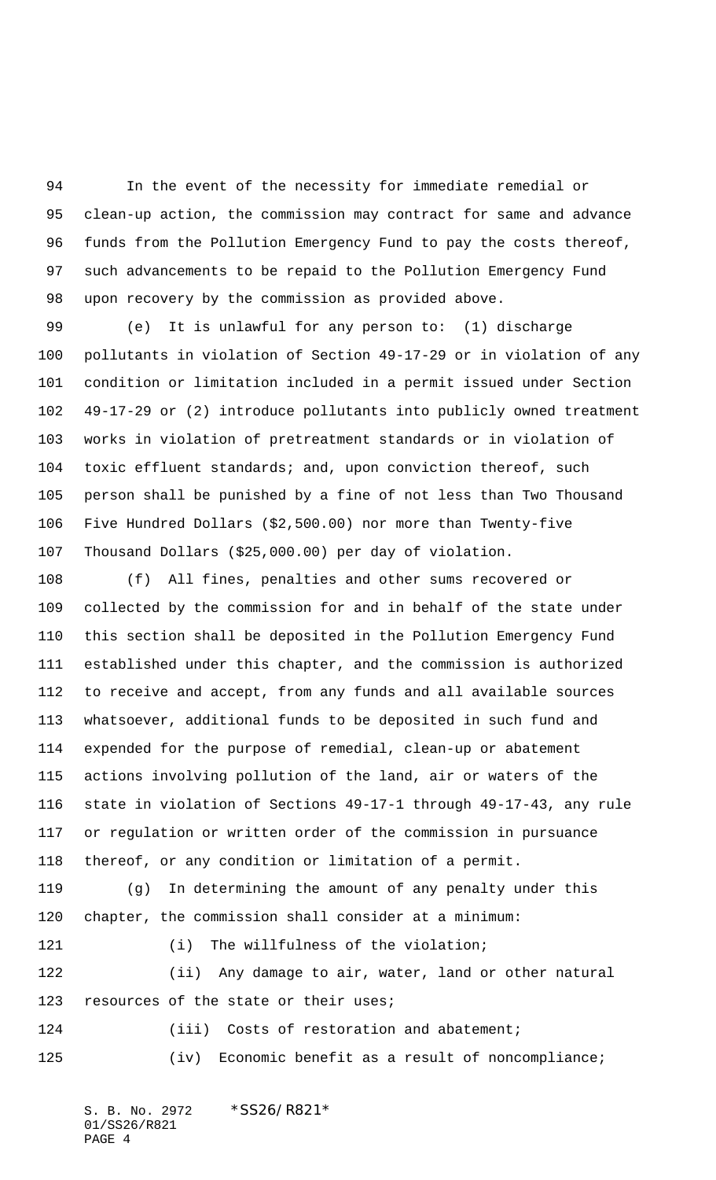In the event of the necessity for immediate remedial or clean-up action, the commission may contract for same and advance funds from the Pollution Emergency Fund to pay the costs thereof, such advancements to be repaid to the Pollution Emergency Fund upon recovery by the commission as provided above.

(e) It is unlawful for any person to: (1) discharge pollutants in violation of Section 49-17-29 or in violation of any condition or limitation included in a permit issued under Section 49-17-29 or (2) introduce pollutants into publicly owned treatment works in violation of pretreatment standards or in violation of toxic effluent standards; and, upon conviction thereof, such person shall be punished by a fine of not less than Two Thousand Five Hundred Dollars ($2,500.00) nor more than Twenty-five Thousand Dollars ($25,000.00) per day of violation.

(f) All fines, penalties and other sums recovered or collected by the commission for and in behalf of the state under this section shall be deposited in the Pollution Emergency Fund established under this chapter, and the commission is authorized to receive and accept, from any funds and all available sources whatsoever, additional funds to be deposited in such fund and expended for the purpose of remedial, clean-up or abatement actions involving pollution of the land, air or waters of the state in violation of Sections 49-17-1 through 49-17-43, any rule or regulation or written order of the commission in pursuance thereof, or any condition or limitation of a permit.

(g) In determining the amount of any penalty under this chapter, the commission shall consider at a minimum:

(i) The willfulness of the violation;

(ii) Any damage to air, water, land or other natural resources of the state or their uses;

(iii) Costs of restoration and abatement;

(iv) Economic benefit as a result of noncompliance;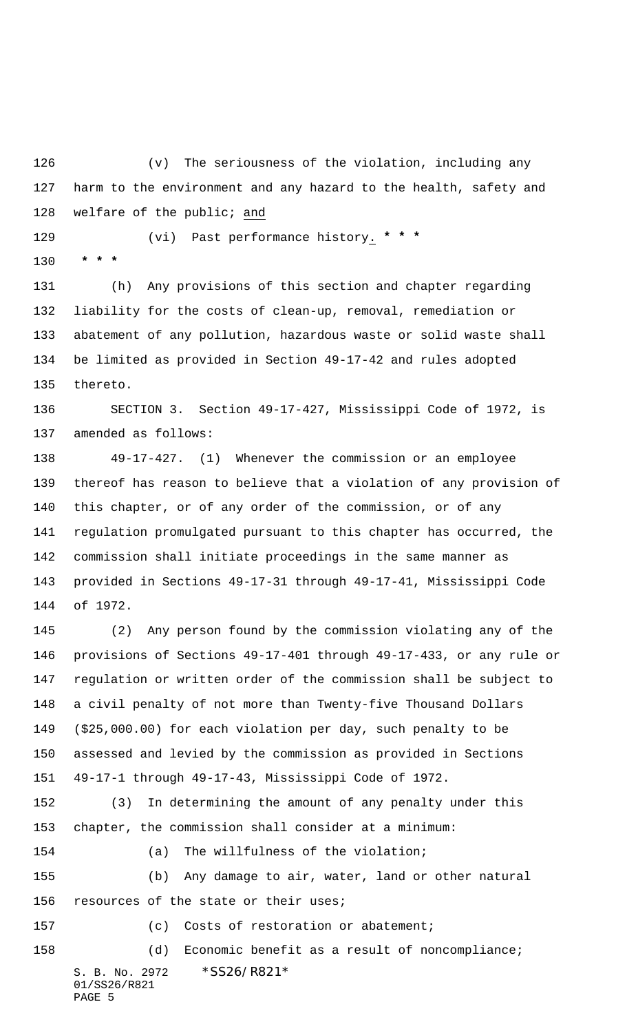(v) The seriousness of the violation, including any harm to the environment and any hazard to the health, safety and welfare of the public; and

(vi) Past performance history. * * *

* * *

(h) Any provisions of this section and chapter regarding liability for the costs of clean-up, removal, remediation or abatement of any pollution, hazardous waste or solid waste shall be limited as provided in Section 49-17-42 and rules adopted thereto.

SECTION 3. Section 49-17-427, Mississippi Code of 1972, is amended as follows:

49-17-427. (1) Whenever the commission or an employee thereof has reason to believe that a violation of any provision of this chapter, or of any order of the commission, or of any regulation promulgated pursuant to this chapter has occurred, the commission shall initiate proceedings in the same manner as provided in Sections 49-17-31 through 49-17-41, Mississippi Code of 1972.

(2) Any person found by the commission violating any of the provisions of Sections 49-17-401 through 49-17-433, or any rule or regulation or written order of the commission shall be subject to a civil penalty of not more than Twenty-five Thousand Dollars ($25,000.00) for each violation per day, such penalty to be assessed and levied by the commission as provided in Sections 49-17-1 through 49-17-43, Mississippi Code of 1972.

(3) In determining the amount of any penalty under this chapter, the commission shall consider at a minimum:

(a) The willfulness of the violation;

(b) Any damage to air, water, land or other natural resources of the state or their uses;

(c) Costs of restoration or abatement;

(d) Economic benefit as a result of noncompliance;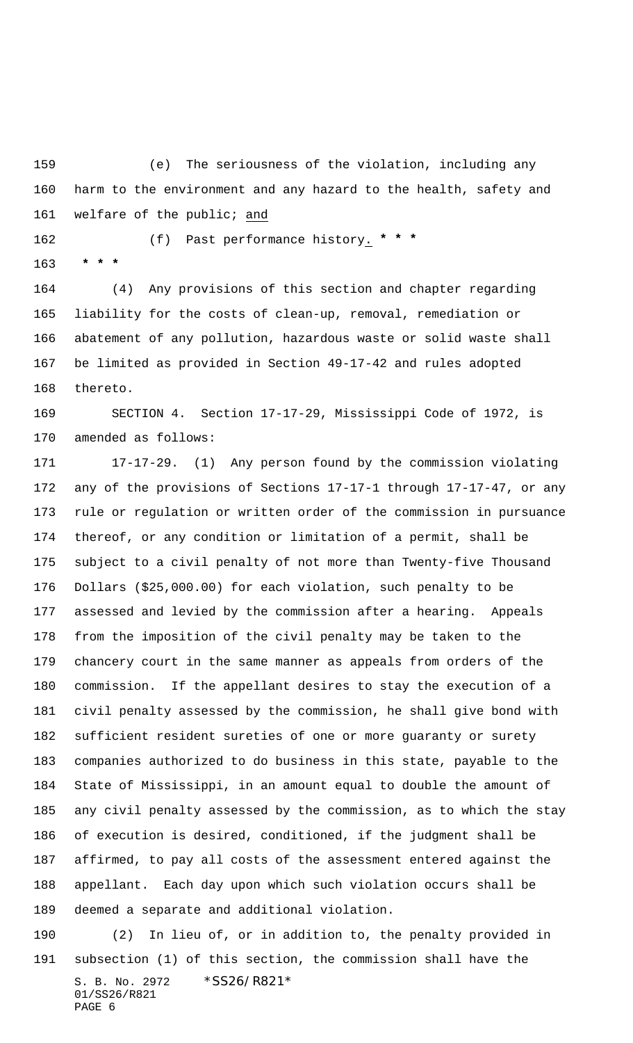(e) The seriousness of the violation, including any harm to the environment and any hazard to the health, safety and welfare of the public; <u>and</u>

(f) Past performance history<u>.</u> **\* \* \***

**\* \* \***

(4) Any provisions of this section and chapter regarding liability for the costs of clean-up, removal, remediation or abatement of any pollution, hazardous waste or solid waste shall be limited as provided in Section 49-17-42 and rules adopted thereto.

SECTION 4. Section 17-17-29, Mississippi Code of 1972, is amended as follows:

17-17-29. (1) Any person found by the commission violating any of the provisions of Sections 17-17-1 through 17-17-47, or any rule or regulation or written order of the commission in pursuance thereof, or any condition or limitation of a permit, shall be subject to a civil penalty of not more than Twenty-five Thousand Dollars ($25,000.00) for each violation, such penalty to be assessed and levied by the commission after a hearing. Appeals from the imposition of the civil penalty may be taken to the chancery court in the same manner as appeals from orders of the commission. If the appellant desires to stay the execution of a civil penalty assessed by the commission, he shall give bond with sufficient resident sureties of one or more guaranty or surety companies authorized to do business in this state, payable to the State of Mississippi, in an amount equal to double the amount of any civil penalty assessed by the commission, as to which the stay of execution is desired, conditioned, if the judgment shall be affirmed, to pay all costs of the assessment entered against the appellant. Each day upon which such violation occurs shall be deemed a separate and additional violation.

(2) In lieu of, or in addition to, the penalty provided in subsection (1) of this section, the commission shall have the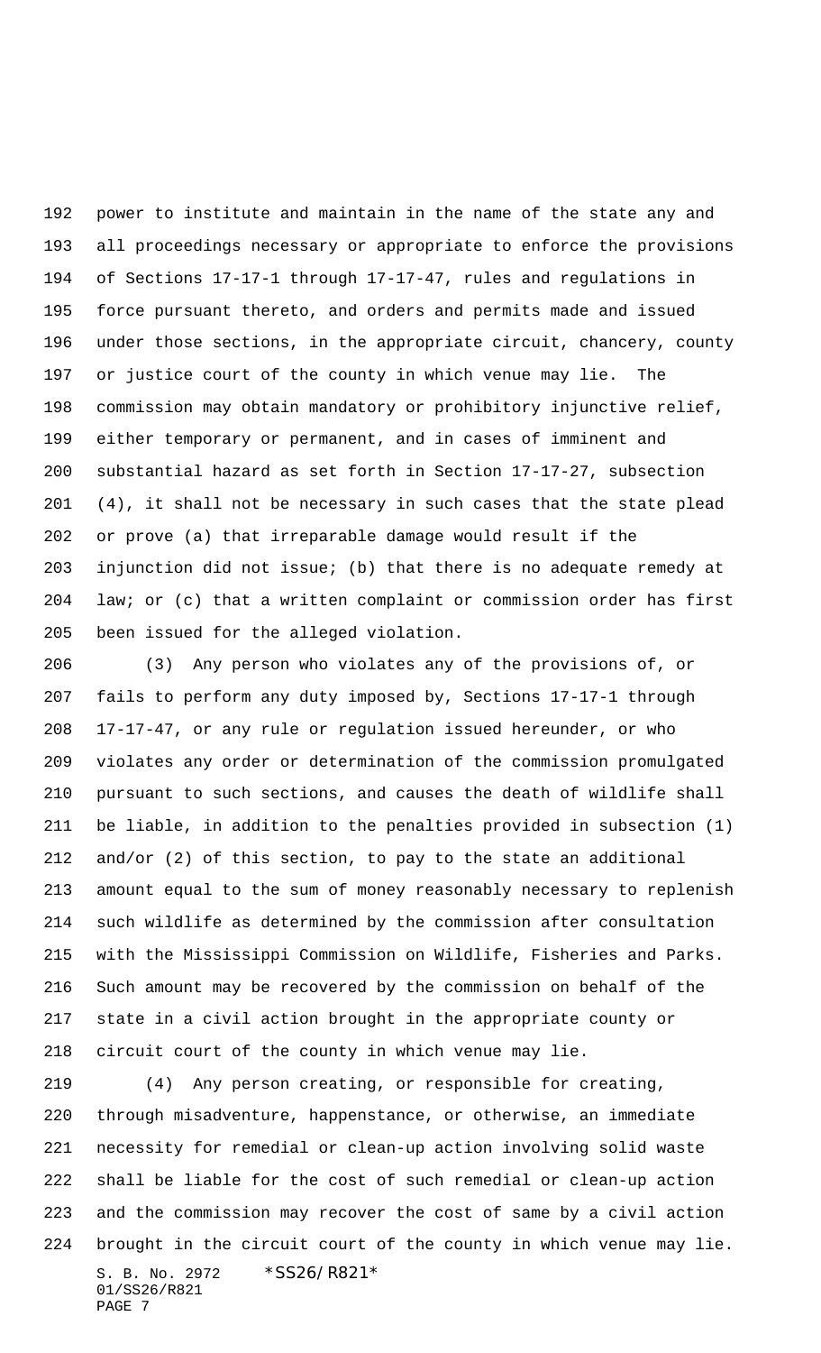power to institute and maintain in the name of the state any and all proceedings necessary or appropriate to enforce the provisions of Sections 17-17-1 through 17-17-47, rules and regulations in force pursuant thereto, and orders and permits made and issued under those sections, in the appropriate circuit, chancery, county or justice court of the county in which venue may lie. The commission may obtain mandatory or prohibitory injunctive relief, either temporary or permanent, and in cases of imminent and substantial hazard as set forth in Section 17-17-27, subsection (4), it shall not be necessary in such cases that the state plead or prove (a) that irreparable damage would result if the injunction did not issue; (b) that there is no adequate remedy at law; or (c) that a written complaint or commission order has first been issued for the alleged violation.

(3) Any person who violates any of the provisions of, or fails to perform any duty imposed by, Sections 17-17-1 through 17-17-47, or any rule or regulation issued hereunder, or who violates any order or determination of the commission promulgated pursuant to such sections, and causes the death of wildlife shall be liable, in addition to the penalties provided in subsection (1) and/or (2) of this section, to pay to the state an additional amount equal to the sum of money reasonably necessary to replenish such wildlife as determined by the commission after consultation with the Mississippi Commission on Wildlife, Fisheries and Parks. Such amount may be recovered by the commission on behalf of the state in a civil action brought in the appropriate county or circuit court of the county in which venue may lie.

(4) Any person creating, or responsible for creating, through misadventure, happenstance, or otherwise, an immediate necessity for remedial or clean-up action involving solid waste shall be liable for the cost of such remedial or clean-up action and the commission may recover the cost of same by a civil action brought in the circuit court of the county in which venue may lie.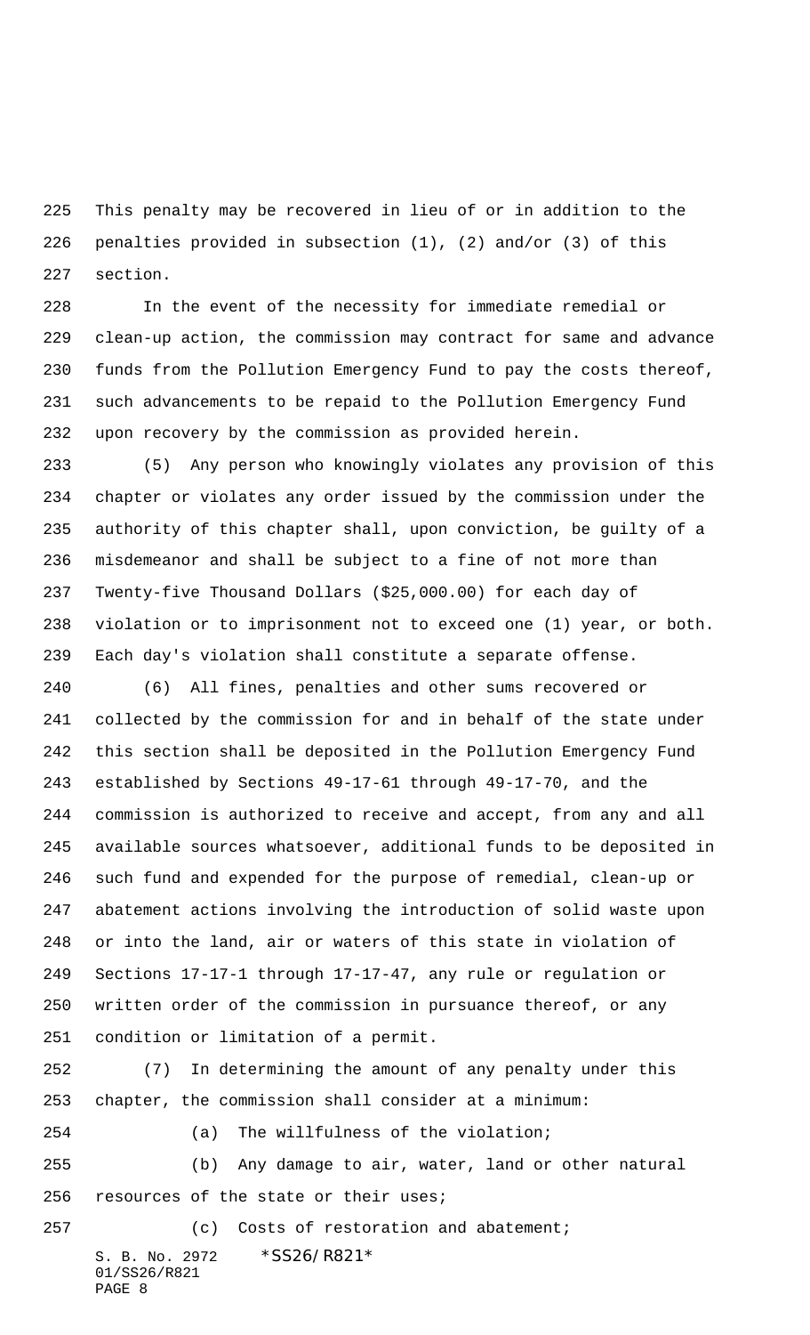This penalty may be recovered in lieu of or in addition to the penalties provided in subsection (1), (2) and/or (3) of this section.

In the event of the necessity for immediate remedial or clean-up action, the commission may contract for same and advance funds from the Pollution Emergency Fund to pay the costs thereof, such advancements to be repaid to the Pollution Emergency Fund upon recovery by the commission as provided herein.

(5) Any person who knowingly violates any provision of this chapter or violates any order issued by the commission under the authority of this chapter shall, upon conviction, be guilty of a misdemeanor and shall be subject to a fine of not more than Twenty-five Thousand Dollars ($25,000.00) for each day of violation or to imprisonment not to exceed one (1) year, or both. Each day's violation shall constitute a separate offense.

(6) All fines, penalties and other sums recovered or collected by the commission for and in behalf of the state under this section shall be deposited in the Pollution Emergency Fund established by Sections 49-17-61 through 49-17-70, and the commission is authorized to receive and accept, from any and all available sources whatsoever, additional funds to be deposited in such fund and expended for the purpose of remedial, clean-up or abatement actions involving the introduction of solid waste upon or into the land, air or waters of this state in violation of Sections 17-17-1 through 17-17-47, any rule or regulation or written order of the commission in pursuance thereof, or any condition or limitation of a permit.

(7) In determining the amount of any penalty under this chapter, the commission shall consider at a minimum:

(a) The willfulness of the violation;

(b) Any damage to air, water, land or other natural resources of the state or their uses;

(c) Costs of restoration and abatement;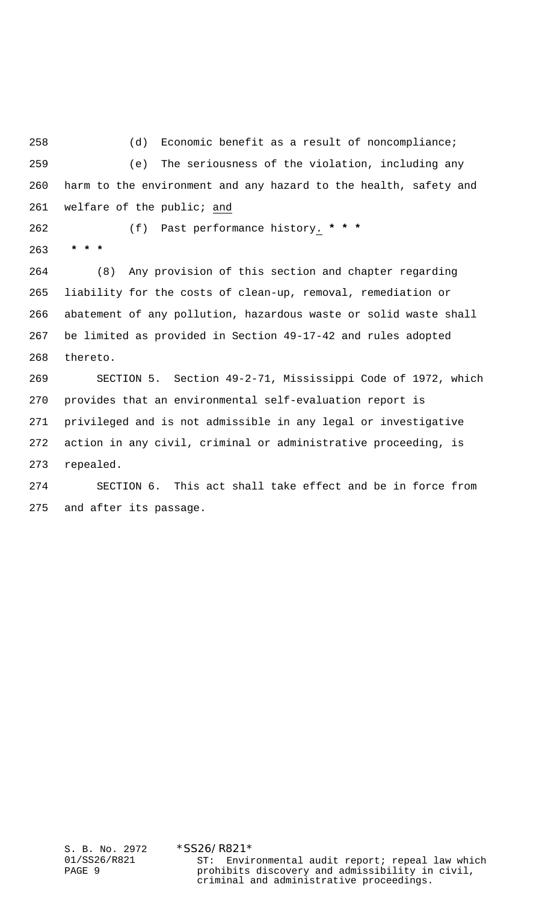(d) Economic benefit as a result of noncompliance;

(e) The seriousness of the violation, including any harm to the environment and any hazard to the health, safety and welfare of the public; and

(f) Past performance history. * * *

* * *

(8) Any provision of this section and chapter regarding liability for the costs of clean-up, removal, remediation or abatement of any pollution, hazardous waste or solid waste shall be limited as provided in Section 49-17-42 and rules adopted thereto.

SECTION 5. Section 49-2-71, Mississippi Code of 1972, which provides that an environmental self-evaluation report is privileged and is not admissible in any legal or investigative action in any civil, criminal or administrative proceeding, is repealed.

SECTION 6. This act shall take effect and be in force from and after its passage.

ST: Environmental audit report; repeal law which prohibits discovery and admissibility in civil, criminal and administrative proceedings.